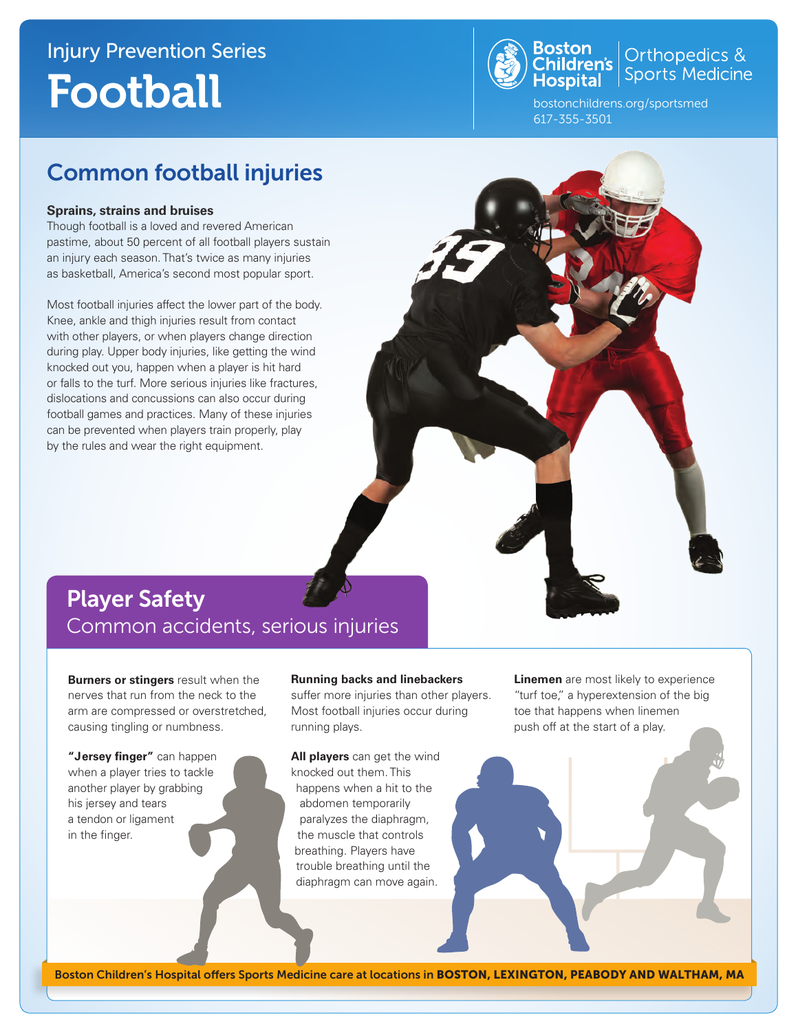Injury Prevention Series

# Football

Boston Children's Hospital | Orthopedics & Sports Medicine

bostonchildrens.org/sportsmed
617-355-3501

## Common football injuries

**Sprains, strains and bruises**

Though football is a loved and revered American pastime, about 50 percent of all football players sustain an injury each season. That's twice as many injuries as basketball, America's second most popular sport.

Most football injuries affect the lower part of the body. Knee, ankle and thigh injuries result from contact with other players, or when players change direction during play. Upper body injuries, like getting the wind knocked out you, happen when a player is hit hard or falls to the turf. More serious injuries like fractures, dislocations and concussions can also occur during football games and practices. Many of these injuries can be prevented when players train properly, play by the rules and wear the right equipment.

## Player Safety

### Common accidents, serious injuries

**Burners or stingers** result when the nerves that run from the neck to the arm are compressed or overstretched, causing tingling or numbness.

**"Jersey finger"** can happen when a player tries to tackle another player by grabbing his jersey and tears a tendon or ligament in the finger.

**Running backs and linebackers** suffer more injuries than other players. Most football injuries occur during running plays.

**All players** can get the wind knocked out them. This happens when a hit to the abdomen temporarily paralyzes the diaphragm, the muscle that controls breathing. Players have trouble breathing until the diaphragm can move again.

**Linemen** are most likely to experience "turf toe," a hyperextension of the big toe that happens when linemen push off at the start of a play.

Boston Children's Hospital offers Sports Medicine care at locations in **BOSTON, LEXINGTON, PEABODY AND WALTHAM, MA**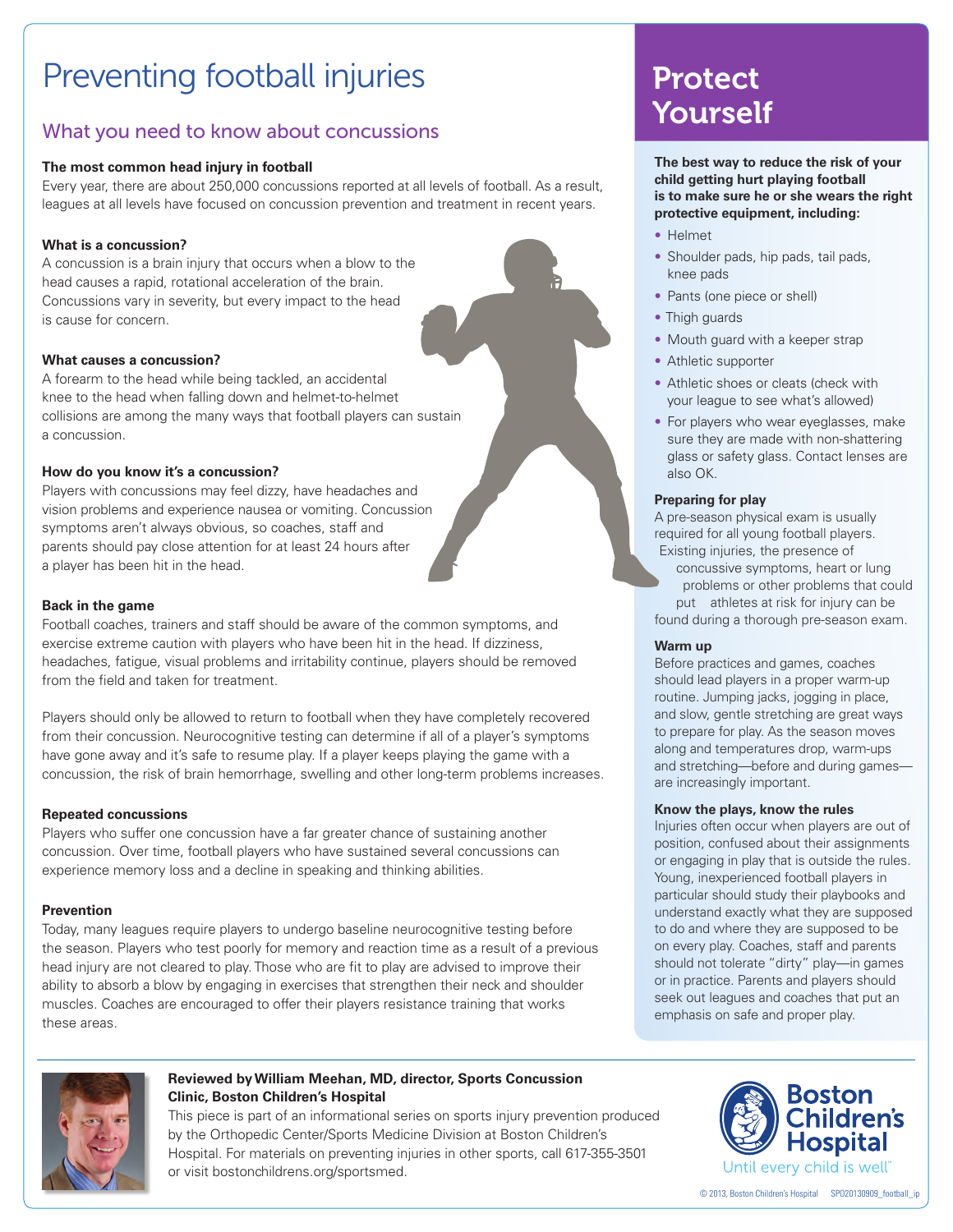# Preventing football injuries

## What you need to know about concussions

**The most common head injury in football**

Every year, there are about 250,000 concussions reported at all levels of football. As a result, leagues at all levels have focused on concussion prevention and treatment in recent years.

**What is a concussion?**

A concussion is a brain injury that occurs when a blow to the head causes a rapid, rotational acceleration of the brain. Concussions vary in severity, but every impact to the head is cause for concern.

**What causes a concussion?**

A forearm to the head while being tackled, an accidental knee to the head when falling down and helmet-to-helmet collisions are among the many ways that football players can sustain a concussion.

**How do you know it's a concussion?**

Players with concussions may feel dizzy, have headaches and vision problems and experience nausea or vomiting. Concussion symptoms aren't always obvious, so coaches, staff and parents should pay close attention for at least 24 hours after a player has been hit in the head.

**Back in the game**

Football coaches, trainers and staff should be aware of the common symptoms, and exercise extreme caution with players who have been hit in the head. If dizziness, headaches, fatigue, visual problems and irritability continue, players should be removed from the field and taken for treatment.

Players should only be allowed to return to football when they have completely recovered from their concussion. Neurocognitive testing can determine if all of a player's symptoms have gone away and it's safe to resume play. If a player keeps playing the game with a concussion, the risk of brain hemorrhage, swelling and other long-term problems increases.

**Repeated concussions**

Players who suffer one concussion have a far greater chance of sustaining another concussion. Over time, football players who have sustained several concussions can experience memory loss and a decline in speaking and thinking abilities.

**Prevention**

Today, many leagues require players to undergo baseline neurocognitive testing before the season. Players who test poorly for memory and reaction time as a result of a previous head injury are not cleared to play. Those who are fit to play are advised to improve their ability to absorb a blow by engaging in exercises that strengthen their neck and shoulder muscles. Coaches are encouraged to offer their players resistance training that works these areas.

## Protect Yourself

**The best way to reduce the risk of your child getting hurt playing football is to make sure he or she wears the right protective equipment, including:**

- Helmet
- Shoulder pads, hip pads, tail pads, knee pads
- Pants (one piece or shell)
- Thigh guards
- Mouth guard with a keeper strap
- Athletic supporter
- Athletic shoes or cleats (check with your league to see what's allowed)
- For players who wear eyeglasses, make sure they are made with non-shattering glass or safety glass. Contact lenses are also OK.

**Preparing for play**

A pre-season physical exam is usually required for all young football players. Existing injuries, the presence of concussive symptoms, heart or lung problems or other problems that could put athletes at risk for injury can be found during a thorough pre-season exam.

**Warm up**

Before practices and games, coaches should lead players in a proper warm-up routine. Jumping jacks, jogging in place, and slow, gentle stretching are great ways to prepare for play. As the season moves along and temperatures drop, warm-ups and stretching—before and during games—are increasingly important.

**Know the plays, know the rules**

Injuries often occur when players are out of position, confused about their assignments or engaging in play that is outside the rules. Young, inexperienced football players in particular should study their playbooks and understand exactly what they are supposed to do and where they are supposed to be on every play. Coaches, staff and parents should not tolerate "dirty" play—in games or in practice. Parents and players should seek out leagues and coaches that put an emphasis on safe and proper play.

---

**Reviewed by William Meehan, MD, director, Sports Concussion Clinic, Boston Children's Hospital**

This piece is part of an informational series on sports injury prevention produced by the Orthopedic Center/Sports Medicine Division at Boston Children's Hospital. For materials on preventing injuries in other sports, call 617-355-3501 or visit bostonchildrens.org/sportsmed.

Boston Children's Hospital
Until every child is well℠

© 2013, Boston Children's Hospital SPO20130909_football_ip